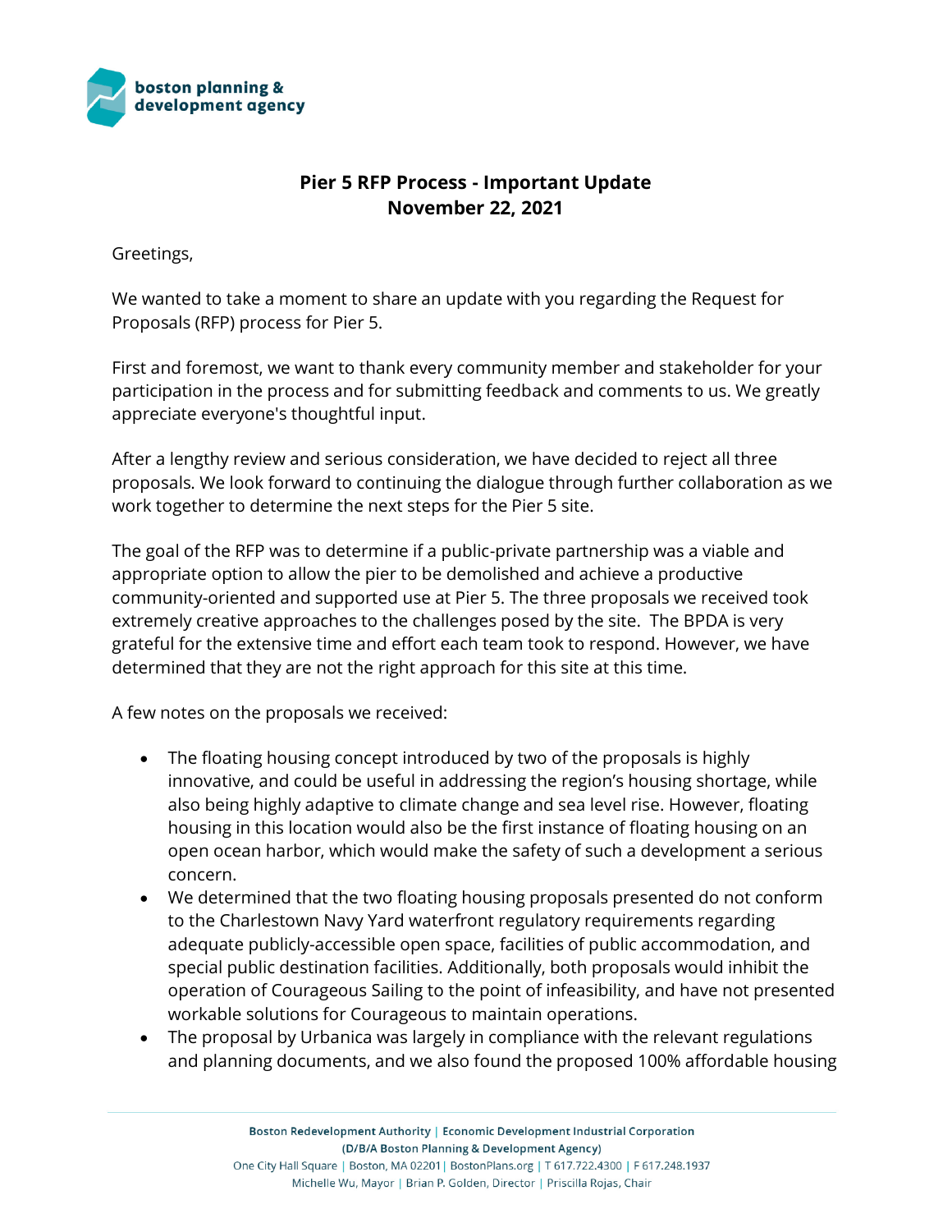**Pier 5 RFP Process - Important Update**
**November 22, 2021**

Greetings,

We wanted to take a moment to share an update with you regarding the Request for Proposals (RFP) process for Pier 5.

First and foremost, we want to thank every community member and stakeholder for your participation in the process and for submitting feedback and comments to us. We greatly appreciate everyone's thoughtful input.

After a lengthy review and serious consideration, we have decided to reject all three proposals. We look forward to continuing the dialogue through further collaboration as we work together to determine the next steps for the Pier 5 site.

The goal of the RFP was to determine if a public-private partnership was a viable and appropriate option to allow the pier to be demolished and achieve a productive community-oriented and supported use at Pier 5. The three proposals we received took extremely creative approaches to the challenges posed by the site. The BPDA is very grateful for the extensive time and effort each team took to respond. However, we have determined that they are not the right approach for this site at this time.

A few notes on the proposals we received:

- The floating housing concept introduced by two of the proposals is highly innovative, and could be useful in addressing the region's housing shortage, while also being highly adaptive to climate change and sea level rise. However, floating housing in this location would also be the first instance of floating housing on an open ocean harbor, which would make the safety of such a development a serious concern.
- We determined that the two floating housing proposals presented do not conform to the Charlestown Navy Yard waterfront regulatory requirements regarding adequate publicly-accessible open space, facilities of public accommodation, and special public destination facilities. Additionally, both proposals would inhibit the operation of Courageous Sailing to the point of infeasibility, and have not presented workable solutions for Courageous to maintain operations.
- The proposal by Urbanica was largely in compliance with the relevant regulations and planning documents, and we also found the proposed 100% affordable housing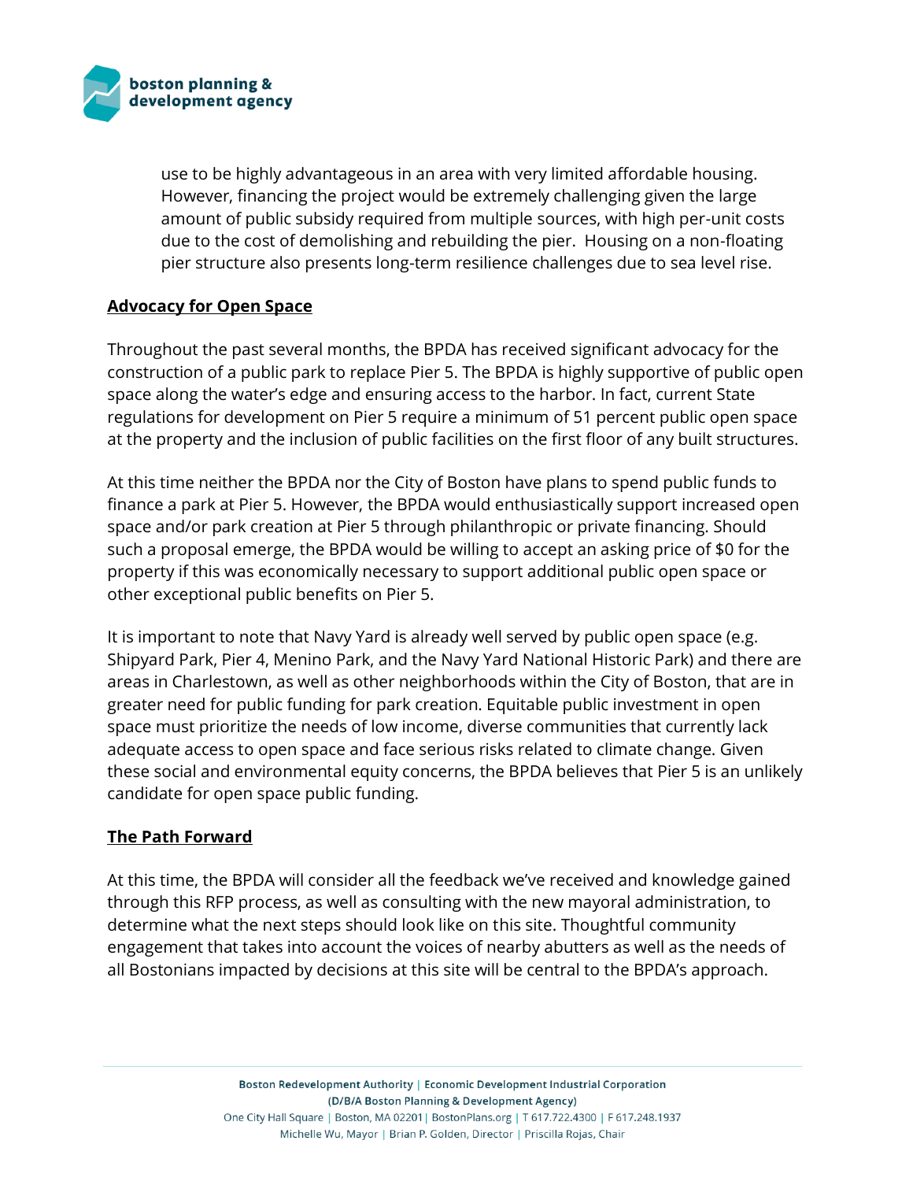use to be highly advantageous in an area with very limited affordable housing. However, financing the project would be extremely challenging given the large amount of public subsidy required from multiple sources, with high per-unit costs due to the cost of demolishing and rebuilding the pier. Housing on a non-floating pier structure also presents long-term resilience challenges due to sea level rise.

## Advocacy for Open Space

Throughout the past several months, the BPDA has received significant advocacy for the construction of a public park to replace Pier 5. The BPDA is highly supportive of public open space along the water's edge and ensuring access to the harbor. In fact, current State regulations for development on Pier 5 require a minimum of 51 percent public open space at the property and the inclusion of public facilities on the first floor of any built structures.

At this time neither the BPDA nor the City of Boston have plans to spend public funds to finance a park at Pier 5. However, the BPDA would enthusiastically support increased open space and/or park creation at Pier 5 through philanthropic or private financing. Should such a proposal emerge, the BPDA would be willing to accept an asking price of $0 for the property if this was economically necessary to support additional public open space or other exceptional public benefits on Pier 5.

It is important to note that Navy Yard is already well served by public open space (e.g. Shipyard Park, Pier 4, Menino Park, and the Navy Yard National Historic Park) and there are areas in Charlestown, as well as other neighborhoods within the City of Boston, that are in greater need for public funding for park creation. Equitable public investment in open space must prioritize the needs of low income, diverse communities that currently lack adequate access to open space and face serious risks related to climate change. Given these social and environmental equity concerns, the BPDA believes that Pier 5 is an unlikely candidate for open space public funding.

## The Path Forward

At this time, the BPDA will consider all the feedback we've received and knowledge gained through this RFP process, as well as consulting with the new mayoral administration, to determine what the next steps should look like on this site. Thoughtful community engagement that takes into account the voices of nearby abutters as well as the needs of all Bostonians impacted by decisions at this site will be central to the BPDA's approach.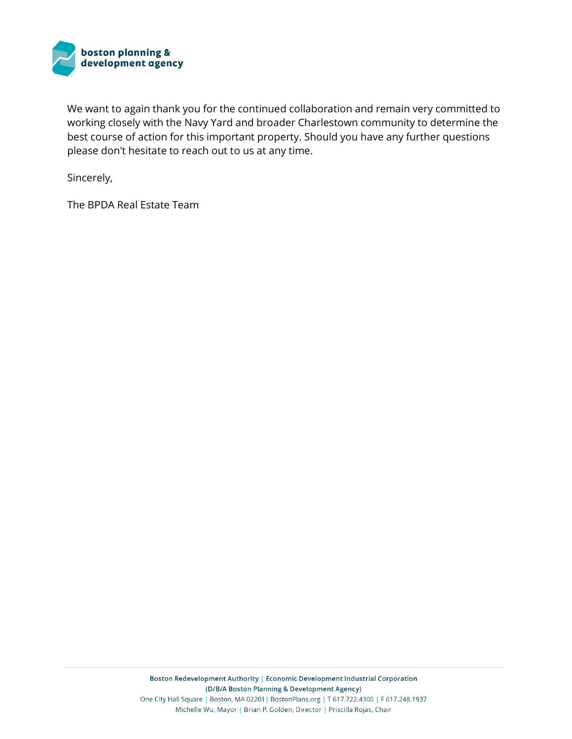We want to again thank you for the continued collaboration and remain very committed to working closely with the Navy Yard and broader Charlestown community to determine the best course of action for this important property. Should you have any further questions please don't hesitate to reach out to us at any time.

Sincerely,

The BPDA Real Estate Team